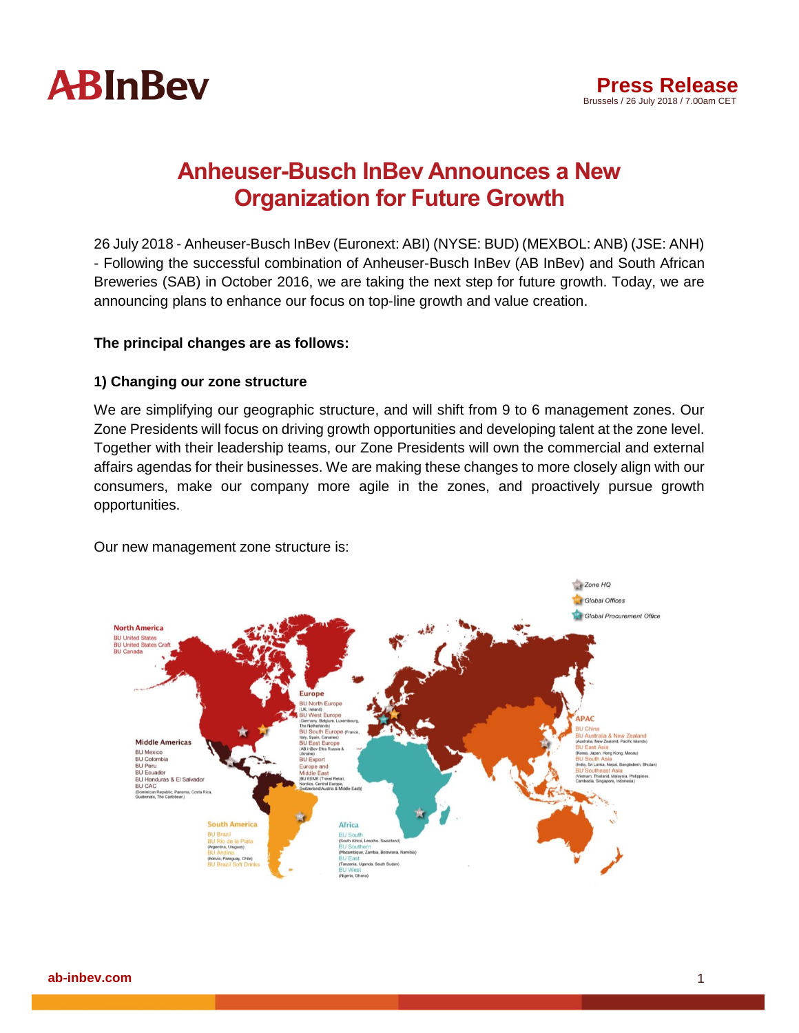# Anheuser-Busch InBev Announces a New Organization for Future Growth

**Press Release**
Brussels / 26 July 2018 / 7.00am CET

26 July 2018 - Anheuser-Busch InBev (Euronext: ABI) (NYSE: BUD) (MEXBOL: ANB) (JSE: ANH) - Following the successful combination of Anheuser-Busch InBev (AB InBev) and South African Breweries (SAB) in October 2016, we are taking the next step for future growth. Today, we are announcing plans to enhance our focus on top-line growth and value creation.

**The principal changes are as follows:**

**1) Changing our zone structure**

We are simplifying our geographic structure, and will shift from 9 to 6 management zones. Our Zone Presidents will focus on driving growth opportunities and developing talent at the zone level. Together with their leadership teams, our Zone Presidents will own the commercial and external affairs agendas for their businesses. We are making these changes to more closely align with our consumers, make our company more agile in the zones, and proactively pursue growth opportunities.

Our new management zone structure is:

Zone HQ
Global Offices
Global Procurement Office

**North America**
BU United States
BU United States Craft
BU Canada

**Middle Americas**
BU Mexico
BU Colombia
BU Peru
BU Ecuador
BU Honduras & El Salvador
BU CAC (Dominican Republic, Panama, Costa Rica, Guatemala, The Caribbean)

**South America**
BU Brazil
BU Rio de la Plata (Argentina, Uruguay)
BU Andina (Bolivia, Paraguay, Chile)
BU Brazil Soft Drinks

**Europe**
BU North Europe (UK, Ireland)
BU West Europe (Germany, Belgium, Luxembourg, The Netherlands)
BU South Europe (France, Italy, Spain, Canaries)
BU East Europe (AB InBev Efes Russia & Ukraine)
BU Export Europe and Middle East (BU EEME (Travel Retail, Nordics, Central Europe, Switzerland/Austria & Middle East))

**Africa**
BU South (South Africa, Lesotho, Swaziland)
BU Southern (Mozambique, Zambia, Botswana, Namibia)
BU East (Tanzania, Uganda, South Sudan)
BU West (Nigeria, Ghana)

**APAC**
BU China
BU Australia & New Zealand (Australia, New Zealand, Pacific Islands)
BU East Asia (Korea, Japan, Hong Kong, Macau)
BU South Asia (India, Sri Lanka, Nepal, Bangladesh, Bhutan)
BU Southeast Asia (Vietnam, Thailand, Malaysia, Philippines, Cambodia, Singapore, Indonesia)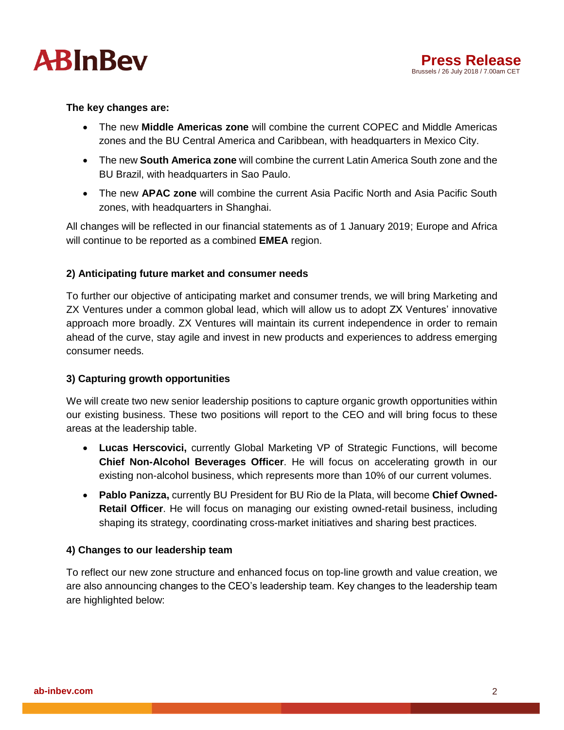**The key changes are:**

- The new **Middle Americas zone** will combine the current COPEC and Middle Americas zones and the BU Central America and Caribbean, with headquarters in Mexico City.
- The new **South America zone** will combine the current Latin America South zone and the BU Brazil, with headquarters in Sao Paulo.
- The new **APAC zone** will combine the current Asia Pacific North and Asia Pacific South zones, with headquarters in Shanghai.

All changes will be reflected in our financial statements as of 1 January 2019; Europe and Africa will continue to be reported as a combined **EMEA** region.

### 2) Anticipating future market and consumer needs

To further our objective of anticipating market and consumer trends, we will bring Marketing and ZX Ventures under a common global lead, which will allow us to adopt ZX Ventures' innovative approach more broadly. ZX Ventures will maintain its current independence in order to remain ahead of the curve, stay agile and invest in new products and experiences to address emerging consumer needs.

### 3) Capturing growth opportunities

We will create two new senior leadership positions to capture organic growth opportunities within our existing business. These two positions will report to the CEO and will bring focus to these areas at the leadership table.

- **Lucas Herscovici,** currently Global Marketing VP of Strategic Functions, will become **Chief Non-Alcohol Beverages Officer**. He will focus on accelerating growth in our existing non-alcohol business, which represents more than 10% of our current volumes.
- **Pablo Panizza,** currently BU President for BU Rio de la Plata, will become **Chief Owned-Retail Officer**. He will focus on managing our existing owned-retail business, including shaping its strategy, coordinating cross-market initiatives and sharing best practices.

### 4) Changes to our leadership team

To reflect our new zone structure and enhanced focus on top-line growth and value creation, we are also announcing changes to the CEO's leadership team. Key changes to the leadership team are highlighted below: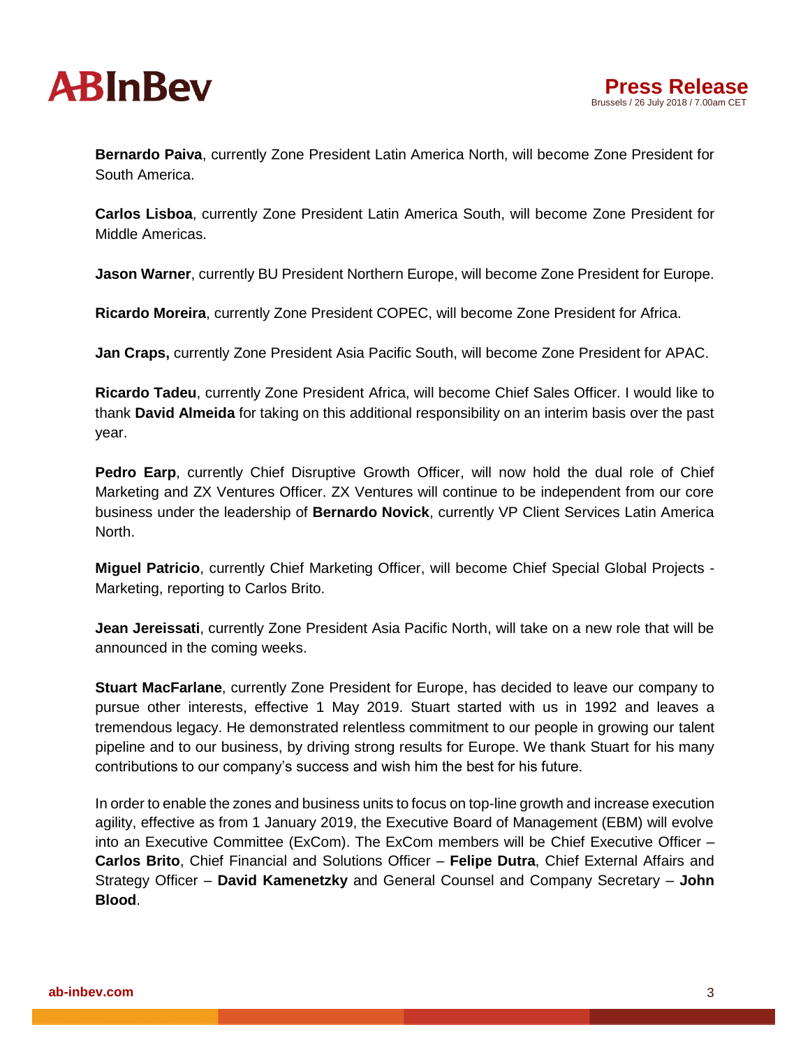**Bernardo Paiva**, currently Zone President Latin America North, will become Zone President for South America.

**Carlos Lisboa**, currently Zone President Latin America South, will become Zone President for Middle Americas.

**Jason Warner**, currently BU President Northern Europe, will become Zone President for Europe.

**Ricardo Moreira**, currently Zone President COPEC, will become Zone President for Africa.

**Jan Craps,** currently Zone President Asia Pacific South, will become Zone President for APAC.

**Ricardo Tadeu**, currently Zone President Africa, will become Chief Sales Officer. I would like to thank **David Almeida** for taking on this additional responsibility on an interim basis over the past year.

**Pedro Earp**, currently Chief Disruptive Growth Officer, will now hold the dual role of Chief Marketing and ZX Ventures Officer. ZX Ventures will continue to be independent from our core business under the leadership of **Bernardo Novick**, currently VP Client Services Latin America North.

**Miguel Patricio**, currently Chief Marketing Officer, will become Chief Special Global Projects - Marketing, reporting to Carlos Brito.

**Jean Jereissati**, currently Zone President Asia Pacific North, will take on a new role that will be announced in the coming weeks.

**Stuart MacFarlane**, currently Zone President for Europe, has decided to leave our company to pursue other interests, effective 1 May 2019. Stuart started with us in 1992 and leaves a tremendous legacy. He demonstrated relentless commitment to our people in growing our talent pipeline and to our business, by driving strong results for Europe. We thank Stuart for his many contributions to our company's success and wish him the best for his future.

In order to enable the zones and business units to focus on top-line growth and increase execution agility, effective as from 1 January 2019, the Executive Board of Management (EBM) will evolve into an Executive Committee (ExCom). The ExCom members will be Chief Executive Officer – **Carlos Brito**, Chief Financial and Solutions Officer – **Felipe Dutra**, Chief External Affairs and Strategy Officer – **David Kamenetzky** and General Counsel and Company Secretary – **John Blood**.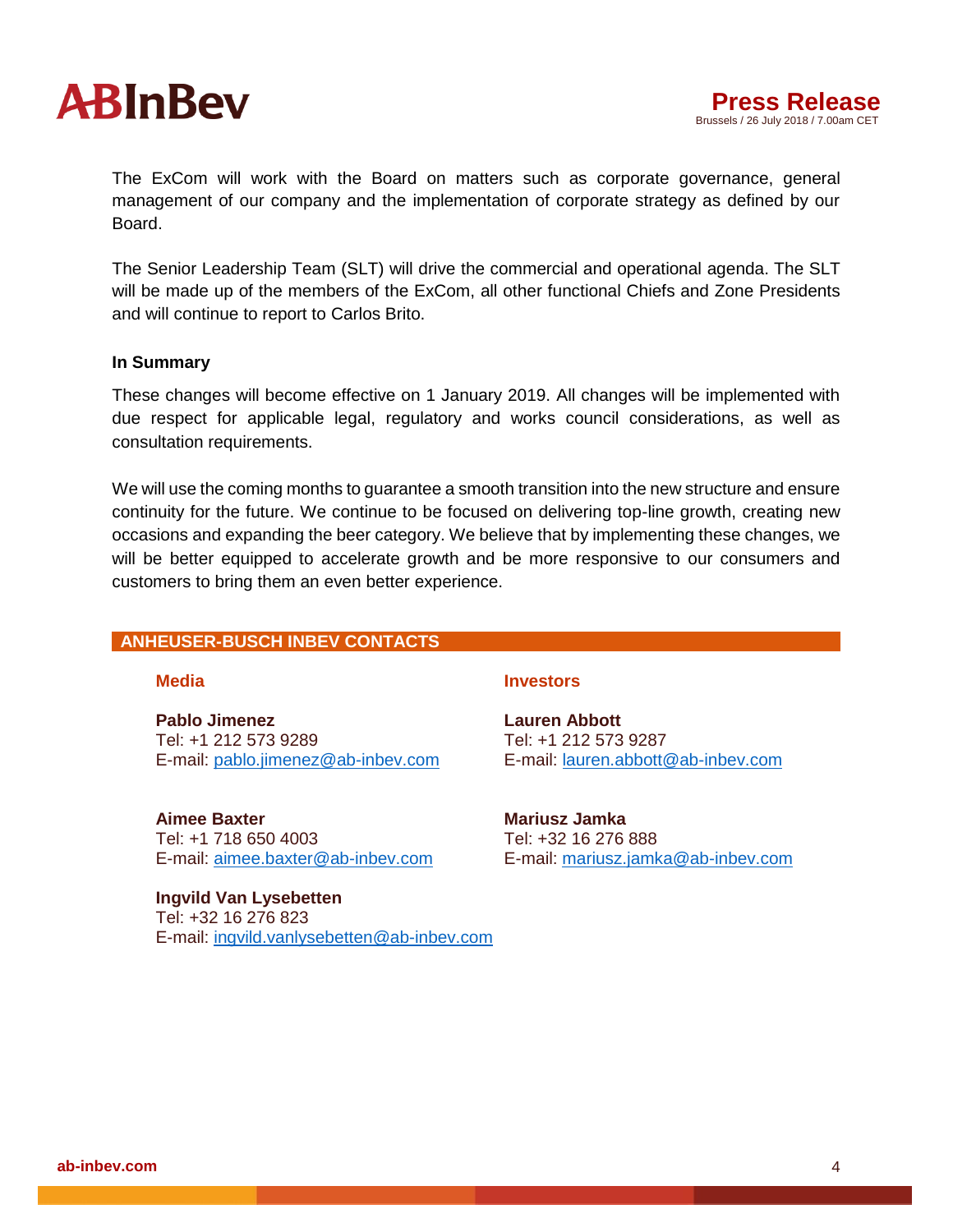The ExCom will work with the Board on matters such as corporate governance, general management of our company and the implementation of corporate strategy as defined by our Board.

The Senior Leadership Team (SLT) will drive the commercial and operational agenda. The SLT will be made up of the members of the ExCom, all other functional Chiefs and Zone Presidents and will continue to report to Carlos Brito.

**In Summary**

These changes will become effective on 1 January 2019. All changes will be implemented with due respect for applicable legal, regulatory and works council considerations, as well as consultation requirements.

We will use the coming months to guarantee a smooth transition into the new structure and ensure continuity for the future. We continue to be focused on delivering top-line growth, creating new occasions and expanding the beer category. We believe that by implementing these changes, we will be better equipped to accelerate growth and be more responsive to our consumers and customers to bring them an even better experience.

## ANHEUSER-BUSCH INBEV CONTACTS

### Media

**Pablo Jimenez**
Tel: +1 212 573 9289
E-mail: pablo.jimenez@ab-inbev.com

**Aimee Baxter**
Tel: +1 718 650 4003
E-mail: aimee.baxter@ab-inbev.com

**Ingvild Van Lysebetten**
Tel: +32 16 276 823
E-mail: ingvild.vanlysebetten@ab-inbev.com

### Investors

**Lauren Abbott**
Tel: +1 212 573 9287
E-mail: lauren.abbott@ab-inbev.com

**Mariusz Jamka**
Tel: +32 16 276 888
E-mail: mariusz.jamka@ab-inbev.com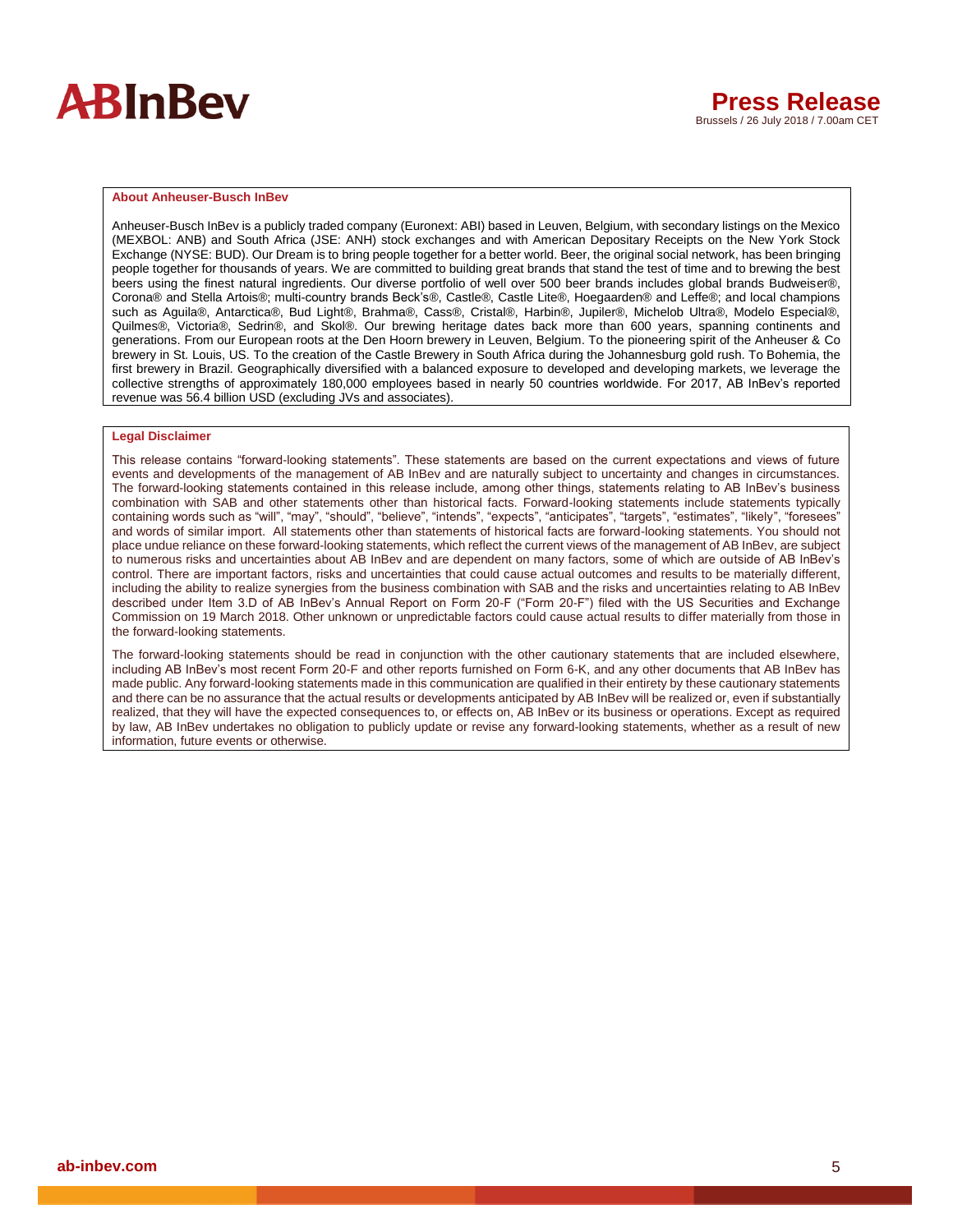## About Anheuser-Busch InBev

Anheuser-Busch InBev is a publicly traded company (Euronext: ABI) based in Leuven, Belgium, with secondary listings on the Mexico (MEXBOL: ANB) and South Africa (JSE: ANH) stock exchanges and with American Depositary Receipts on the New York Stock Exchange (NYSE: BUD). Our Dream is to bring people together for a better world. Beer, the original social network, has been bringing people together for thousands of years. We are committed to building great brands that stand the test of time and to brewing the best beers using the finest natural ingredients. Our diverse portfolio of well over 500 beer brands includes global brands Budweiser®, Corona® and Stella Artois®; multi-country brands Beck's®, Castle®, Castle Lite®, Hoegaarden® and Leffe®; and local champions such as Aguila®, Antarctica®, Bud Light®, Brahma®, Cass®, Cristal®, Harbin®, Jupiler®, Michelob Ultra®, Modelo Especial®, Quilmes®, Victoria®, Sedrin®, and Skol®. Our brewing heritage dates back more than 600 years, spanning continents and generations. From our European roots at the Den Hoorn brewery in Leuven, Belgium. To the pioneering spirit of the Anheuser & Co brewery in St. Louis, US. To the creation of the Castle Brewery in South Africa during the Johannesburg gold rush. To Bohemia, the first brewery in Brazil. Geographically diversified with a balanced exposure to developed and developing markets, we leverage the collective strengths of approximately 180,000 employees based in nearly 50 countries worldwide. For 2017, AB InBev's reported revenue was 56.4 billion USD (excluding JVs and associates).

## Legal Disclaimer

This release contains "forward-looking statements". These statements are based on the current expectations and views of future events and developments of the management of AB InBev and are naturally subject to uncertainty and changes in circumstances. The forward-looking statements contained in this release include, among other things, statements relating to AB InBev's business combination with SAB and other statements other than historical facts. Forward-looking statements include statements typically containing words such as "will", "may", "should", "believe", "intends", "expects", "anticipates", "targets", "estimates", "likely", "foresees" and words of similar import. All statements other than statements of historical facts are forward-looking statements. You should not place undue reliance on these forward-looking statements, which reflect the current views of the management of AB InBev, are subject to numerous risks and uncertainties about AB InBev and are dependent on many factors, some of which are outside of AB InBev's control. There are important factors, risks and uncertainties that could cause actual outcomes and results to be materially different, including the ability to realize synergies from the business combination with SAB and the risks and uncertainties relating to AB InBev described under Item 3.D of AB InBev's Annual Report on Form 20-F ("Form 20-F") filed with the US Securities and Exchange Commission on 19 March 2018. Other unknown or unpredictable factors could cause actual results to differ materially from those in the forward-looking statements.

The forward-looking statements should be read in conjunction with the other cautionary statements that are included elsewhere, including AB InBev's most recent Form 20-F and other reports furnished on Form 6-K, and any other documents that AB InBev has made public. Any forward-looking statements made in this communication are qualified in their entirety by these cautionary statements and there can be no assurance that the actual results or developments anticipated by AB InBev will be realized or, even if substantially realized, that they will have the expected consequences to, or effects on, AB InBev or its business or operations. Except as required by law, AB InBev undertakes no obligation to publicly update or revise any forward-looking statements, whether as a result of new information, future events or otherwise.